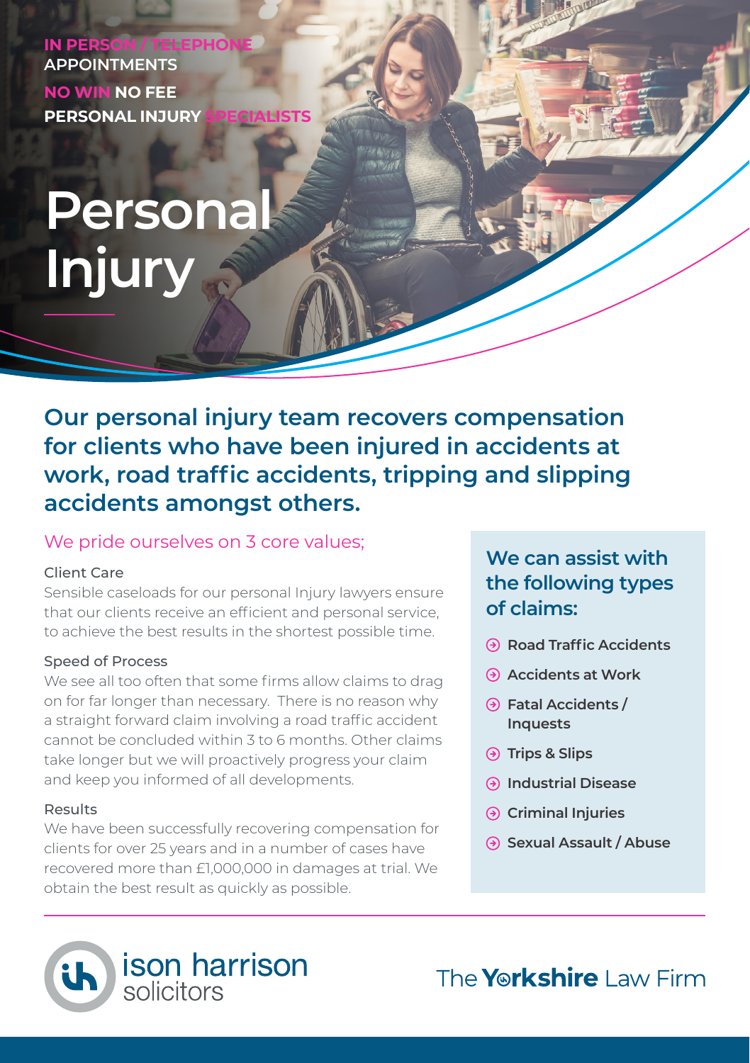**IN PERSON / TELEPHONE APPOINTMENTS**

**NO WIN NO FEE**

**PERSONAL INJURY SPECIALISTS**

# Personal Injury

## Our personal injury team recovers compensation for clients who have been injured in accidents at work, road traffic accidents, tripping and slipping accidents amongst others.

We pride ourselves on 3 core values;

### Client Care

Sensible caseloads for our personal Injury lawyers ensure that our clients receive an efficient and personal service, to achieve the best results in the shortest possible time.

### Speed of Process

We see all too often that some firms allow claims to drag on for far longer than necessary. There is no reason why a straight forward claim involving a road traffic accident cannot be concluded within 3 to 6 months. Other claims take longer but we will proactively progress your claim and keep you informed of all developments.

### Results

We have been successfully recovering compensation for clients for over 25 years and in a number of cases have recovered more than £1,000,000 in damages at trial. We obtain the best result as quickly as possible.

### We can assist with the following types of claims:

- **Road Traffic Accidents**
- **Accidents at Work**
- **Fatal Accidents / Inquests**
- **Trips & Slips**
- **Industrial Disease**
- **Criminal Injuries**
- **Sexual Assault / Abuse**

ison harrison solicitors

The **Yorkshire** Law Firm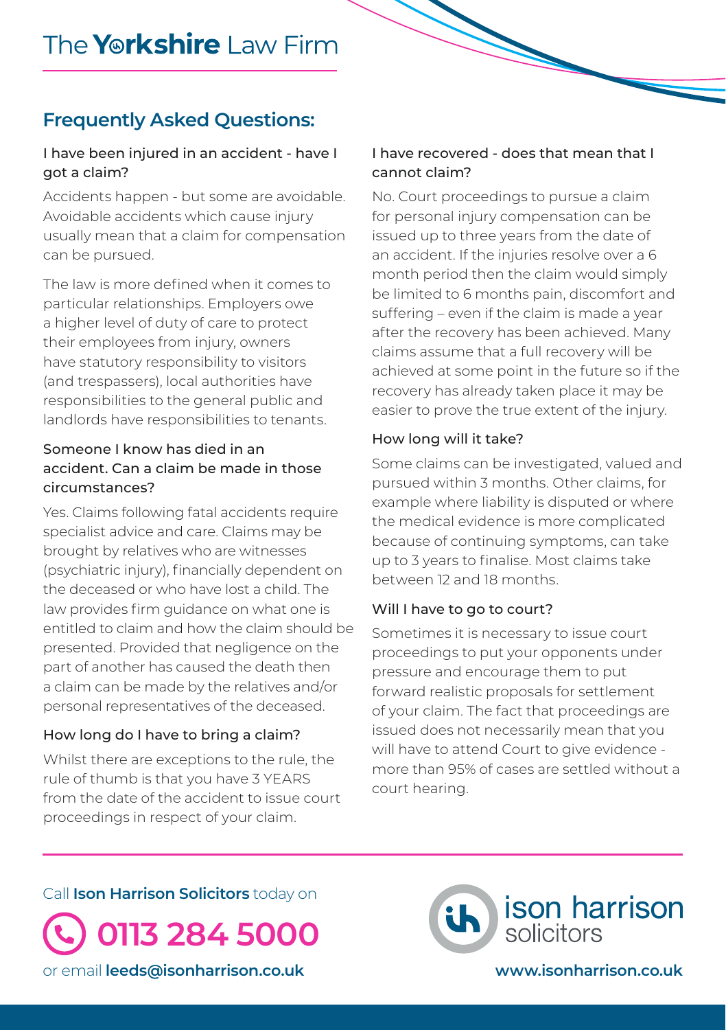The **Yorkshire** Law Firm

## Frequently Asked Questions:

### I have been injured in an accident - have I got a claim?

Accidents happen - but some are avoidable. Avoidable accidents which cause injury usually mean that a claim for compensation can be pursued.

The law is more defined when it comes to particular relationships. Employers owe a higher level of duty of care to protect their employees from injury, owners have statutory responsibility to visitors (and trespassers), local authorities have responsibilities to the general public and landlords have responsibilities to tenants.

### Someone I know has died in an accident. Can a claim be made in those circumstances?

Yes. Claims following fatal accidents require specialist advice and care. Claims may be brought by relatives who are witnesses (psychiatric injury), financially dependent on the deceased or who have lost a child. The law provides firm guidance on what one is entitled to claim and how the claim should be presented. Provided that negligence on the part of another has caused the death then a claim can be made by the relatives and/or personal representatives of the deceased.

### How long do I have to bring a claim?

Whilst there are exceptions to the rule, the rule of thumb is that you have 3 YEARS from the date of the accident to issue court proceedings in respect of your claim.

### I have recovered - does that mean that I cannot claim?

No. Court proceedings to pursue a claim for personal injury compensation can be issued up to three years from the date of an accident. If the injuries resolve over a 6 month period then the claim would simply be limited to 6 months pain, discomfort and suffering – even if the claim is made a year after the recovery has been achieved. Many claims assume that a full recovery will be achieved at some point in the future so if the recovery has already taken place it may be easier to prove the true extent of the injury.

### How long will it take?

Some claims can be investigated, valued and pursued within 3 months. Other claims, for example where liability is disputed or where the medical evidence is more complicated because of continuing symptoms, can take up to 3 years to finalise. Most claims take between 12 and 18 months.

### Will I have to go to court?

Sometimes it is necessary to issue court proceedings to put your opponents under pressure and encourage them to put forward realistic proposals for settlement of your claim. The fact that proceedings are issued does not necessarily mean that you will have to attend Court to give evidence - more than 95% of cases are settled without a court hearing.

---

Call **Ison Harrison Solicitors** today on

**0113 284 5000**

or email **leeds@isonharrison.co.uk**

ison harrison solicitors

**www.isonharrison.co.uk**